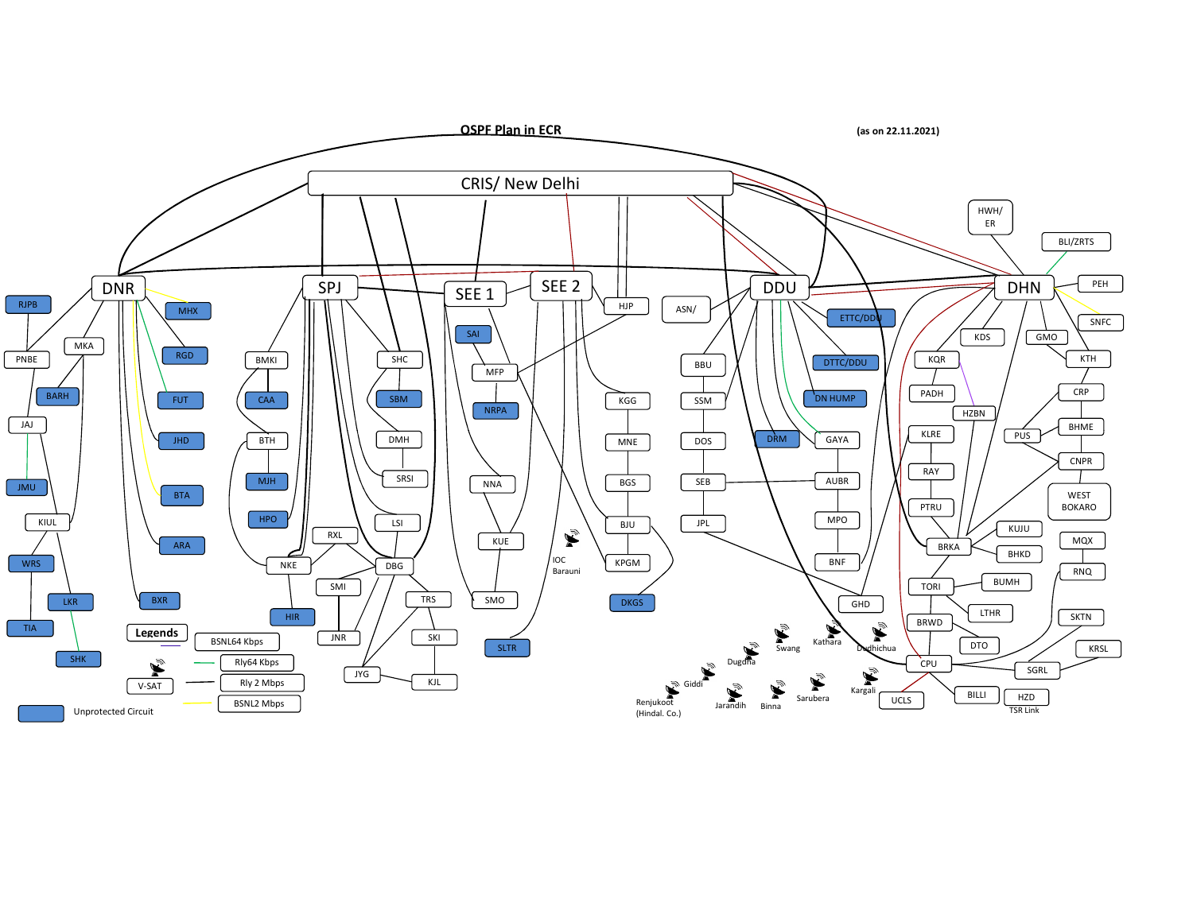# OSPF Plan in ECR

(as on 22.11.2021)

CRIS/ New Delhi

DNR SPJ SEE 1 SEE 2 DDU DHN

RJPB PNBE MKA BARH JAJ JMU KIUL WRS LKR TIA SHK MHX RGD FUT JHD BTA ARA BXR

BMKI CAA BTH MJH HPO NKE HIR RXL SMI JNR SHC SBM DMH SRSI LSI DBG TRS SKI JYG KJL

SAI MFP NRPA NNA KUE SMO SLTR HJP KGG MNE BGS BJU KPGM DKGS IOC Barauni

ASN/ BBU SSM DOS SEB JPL ETTC/DDU DTTC/DDU DN HUMP DRM GAYA AUBR MPO BNF GHD

HWH/ ER BLI/ZRTS PEH SNFC KDS GMO KTH KQR PADH HZBN CRP BHME PUS CNPR WEST BOKARO KLRE RAY PTRU BRKA KUJU BHKD MQX RNQ TORI BUMH LTHR BRWD DTO SKTN KRSL CPU SGRL BILLI HZD TSR Link UCLS

Swang Kathara Dudhichua Dugdha Giddi Renjukoot (Hindal. Co.) Jarandih Binna Sarubera Kargali

**Legends**

- BSNL64 Kbps
- Rly64 Kbps
- V-SAT
- Rly 2 Mbps
- BSNL2 Mbps
- Unprotected Circuit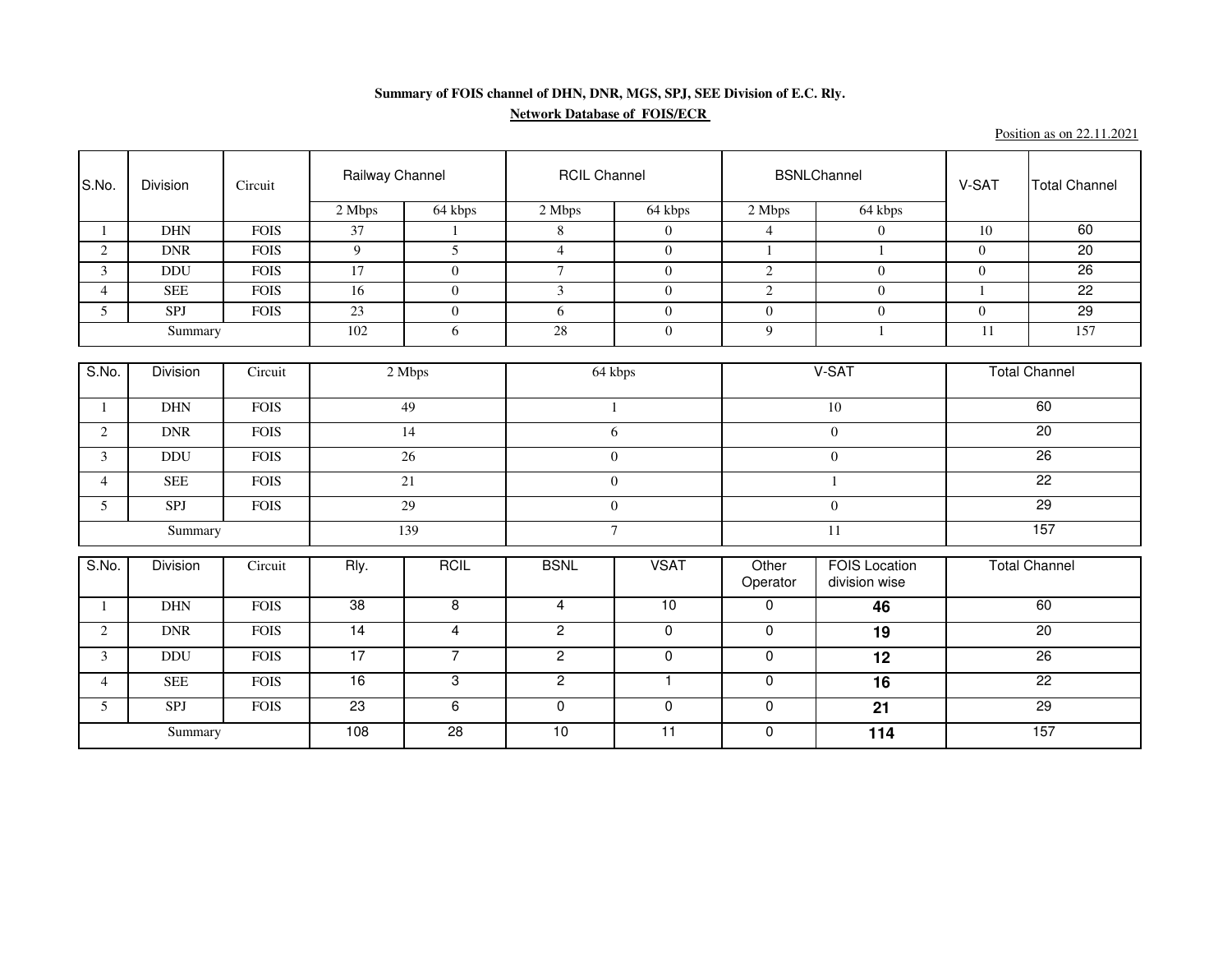**Summary of FOIS channel of DHN, DNR, MGS, SPJ, SEE Division of E.C. Rly.**

**Network Database of FOIS/ECR**

Position as on 22.11.2021

| S.No. | Division | Circuit | Railway Channel | | RCIL Channel | | BSNLChannel | | V-SAT | Total Channel |
|---|---|---|---|---|---|---|---|---|---|---|
| | | | 2 Mbps | 64 kbps | 2 Mbps | 64 kbps | 2 Mbps | 64 kbps | | |
| 1 | DHN | FOIS | 37 | 1 | 8 | 0 | 4 | 0 | 10 | 60 |
| 2 | DNR | FOIS | 9 | 5 | 4 | 0 | 1 | 1 | 0 | 20 |
| 3 | DDU | FOIS | 17 | 0 | 7 | 0 | 2 | 0 | 0 | 26 |
| 4 | SEE | FOIS | 16 | 0 | 3 | 0 | 2 | 0 | 1 | 22 |
| 5 | SPJ | FOIS | 23 | 0 | 6 | 0 | 0 | 0 | 0 | 29 |
| Summary | | | 102 | 6 | 28 | 0 | 9 | 1 | 11 | 157 |

| S.No. | Division | Circuit | 2 Mbps | 64 kbps | V-SAT | Total Channel |
|---|---|---|---|---|---|---|
| 1 | DHN | FOIS | 49 | 1 | 10 | 60 |
| 2 | DNR | FOIS | 14 | 6 | 0 | 20 |
| 3 | DDU | FOIS | 26 | 0 | 0 | 26 |
| 4 | SEE | FOIS | 21 | 0 | 1 | 22 |
| 5 | SPJ | FOIS | 29 | 0 | 0 | 29 |
| Summary | | | 139 | 7 | 11 | 157 |

| S.No. | Division | Circuit | Rly. | RCIL | BSNL | VSAT | Other Operator | FOIS Location division wise | Total Channel |
|---|---|---|---|---|---|---|---|---|---|
| 1 | DHN | FOIS | 38 | 8 | 4 | 10 | 0 | **46** | 60 |
| 2 | DNR | FOIS | 14 | 4 | 2 | 0 | 0 | **19** | 20 |
| 3 | DDU | FOIS | 17 | 7 | 2 | 0 | 0 | **12** | 26 |
| 4 | SEE | FOIS | 16 | 3 | 2 | 1 | 0 | **16** | 22 |
| 5 | SPJ | FOIS | 23 | 6 | 0 | 0 | 0 | **21** | 29 |
| Summary | | | 108 | 28 | 10 | 11 | 0 | **114** | 157 |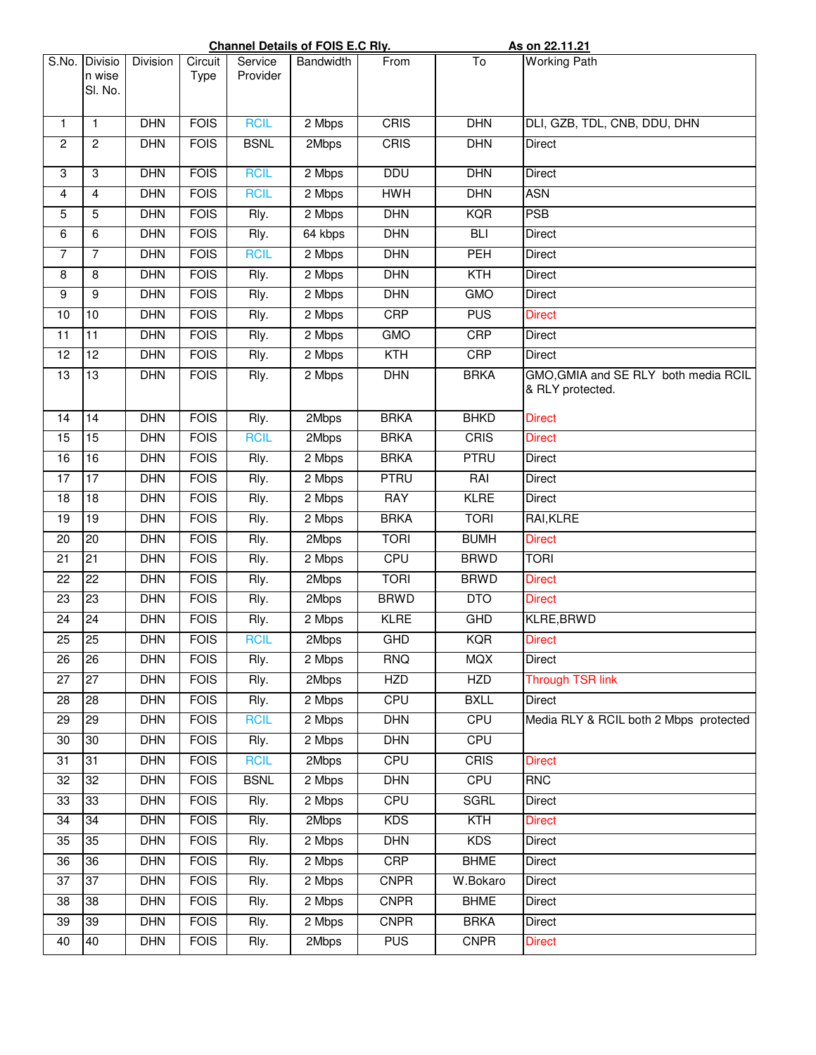**Channel Details of FOIS E.C Rly.** **As on 22.11.21**

| S.No. | Division wise Sl. No. | Division | Circuit Type | Service Provider | Bandwidth | From | To | Working Path |
|---|---|---|---|---|---|---|---|---|
| 1 | 1 | DHN | FOIS | RCIL | 2 Mbps | CRIS | DHN | DLI, GZB, TDL, CNB, DDU, DHN |
| 2 | 2 | DHN | FOIS | BSNL | 2Mbps | CRIS | DHN | Direct |
| 3 | 3 | DHN | FOIS | RCIL | 2 Mbps | DDU | DHN | Direct |
| 4 | 4 | DHN | FOIS | RCIL | 2 Mbps | HWH | DHN | ASN |
| 5 | 5 | DHN | FOIS | Rly. | 2 Mbps | DHN | KQR | PSB |
| 6 | 6 | DHN | FOIS | Rly. | 64 kbps | DHN | BLI | Direct |
| 7 | 7 | DHN | FOIS | RCIL | 2 Mbps | DHN | PEH | Direct |
| 8 | 8 | DHN | FOIS | Rly. | 2 Mbps | DHN | KTH | Direct |
| 9 | 9 | DHN | FOIS | Rly. | 2 Mbps | DHN | GMO | Direct |
| 10 | 10 | DHN | FOIS | Rly. | 2 Mbps | CRP | PUS | Direct |
| 11 | 11 | DHN | FOIS | Rly. | 2 Mbps | GMO | CRP | Direct |
| 12 | 12 | DHN | FOIS | Rly. | 2 Mbps | KTH | CRP | Direct |
| 13 | 13 | DHN | FOIS | Rly. | 2 Mbps | DHN | BRKA | GMO,GMIA and SE RLY both media RCIL & RLY protected. |
| 14 | 14 | DHN | FOIS | Rly. | 2Mbps | BRKA | BHKD | Direct |
| 15 | 15 | DHN | FOIS | RCIL | 2Mbps | BRKA | CRIS | Direct |
| 16 | 16 | DHN | FOIS | Rly. | 2 Mbps | BRKA | PTRU | Direct |
| 17 | 17 | DHN | FOIS | Rly. | 2 Mbps | PTRU | RAI | Direct |
| 18 | 18 | DHN | FOIS | Rly. | 2 Mbps | RAY | KLRE | Direct |
| 19 | 19 | DHN | FOIS | Rly. | 2 Mbps | BRKA | TORI | RAI,KLRE |
| 20 | 20 | DHN | FOIS | Rly. | 2Mbps | TORI | BUMH | Direct |
| 21 | 21 | DHN | FOIS | Rly. | 2 Mbps | CPU | BRWD | TORI |
| 22 | 22 | DHN | FOIS | Rly. | 2Mbps | TORI | BRWD | Direct |
| 23 | 23 | DHN | FOIS | Rly. | 2Mbps | BRWD | DTO | Direct |
| 24 | 24 | DHN | FOIS | Rly. | 2 Mbps | KLRE | GHD | KLRE,BRWD |
| 25 | 25 | DHN | FOIS | RCIL | 2Mbps | GHD | KQR | Direct |
| 26 | 26 | DHN | FOIS | Rly. | 2 Mbps | RNQ | MQX | Direct |
| 27 | 27 | DHN | FOIS | Rly. | 2Mbps | HZD | HZD | Through TSR link |
| 28 | 28 | DHN | FOIS | Rly. | 2 Mbps | CPU | BXLL | Direct |
| 29 | 29 | DHN | FOIS | RCIL | 2 Mbps | DHN | CPU | Media RLY & RCIL both 2 Mbps protected |
| 30 | 30 | DHN | FOIS | Rly. | 2 Mbps | DHN | CPU | |
| 31 | 31 | DHN | FOIS | RCIL | 2Mbps | CPU | CRIS | Direct |
| 32 | 32 | DHN | FOIS | BSNL | 2 Mbps | DHN | CPU | RNC |
| 33 | 33 | DHN | FOIS | Rly. | 2 Mbps | CPU | SGRL | Direct |
| 34 | 34 | DHN | FOIS | Rly. | 2Mbps | KDS | KTH | Direct |
| 35 | 35 | DHN | FOIS | Rly. | 2 Mbps | DHN | KDS | Direct |
| 36 | 36 | DHN | FOIS | Rly. | 2 Mbps | CRP | BHME | Direct |
| 37 | 37 | DHN | FOIS | Rly. | 2 Mbps | CNPR | W.Bokaro | Direct |
| 38 | 38 | DHN | FOIS | Rly. | 2 Mbps | CNPR | BHME | Direct |
| 39 | 39 | DHN | FOIS | Rly. | 2 Mbps | CNPR | BRKA | Direct |
| 40 | 40 | DHN | FOIS | Rly. | 2Mbps | PUS | CNPR | Direct |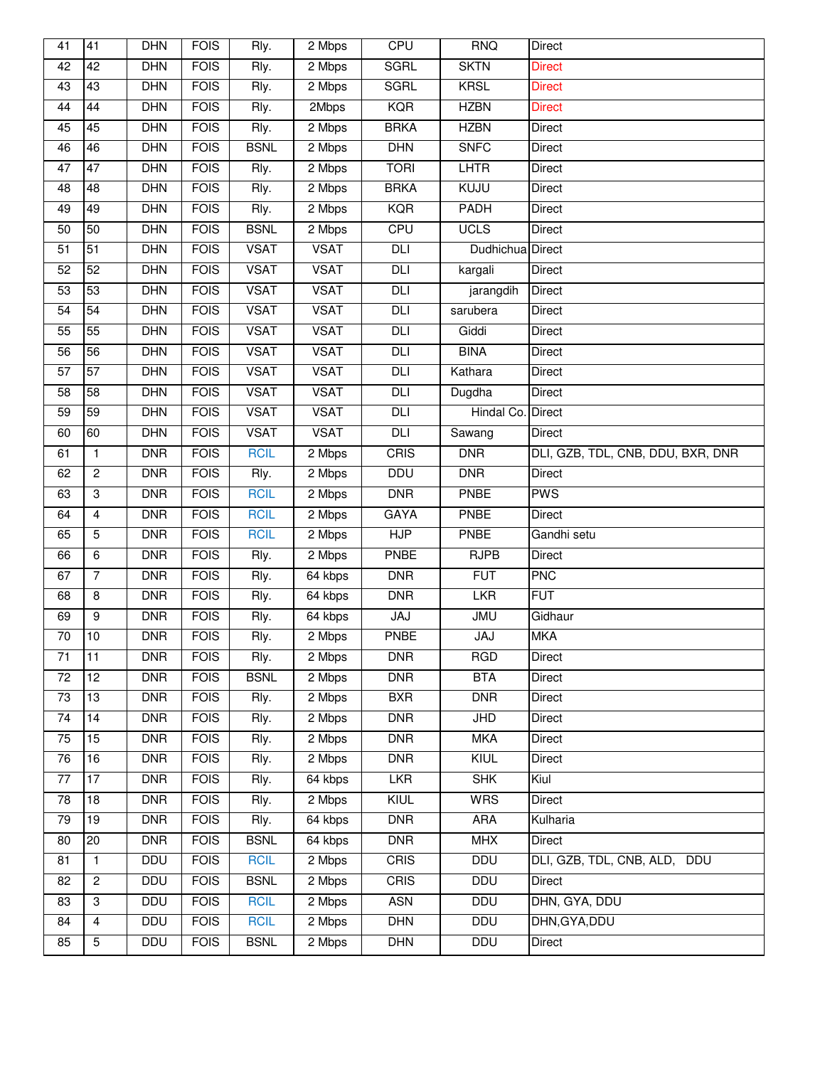| 41 | 41 | DHN | FOIS | Rly. | 2 Mbps | CPU | RNQ | Direct |
|---|---|---|---|---|---|---|---|---|
| 42 | 42 | DHN | FOIS | Rly. | 2 Mbps | SGRL | SKTN | Direct |
| 43 | 43 | DHN | FOIS | Rly. | 2 Mbps | SGRL | KRSL | Direct |
| 44 | 44 | DHN | FOIS | Rly. | 2Mbps | KQR | HZBN | Direct |
| 45 | 45 | DHN | FOIS | Rly. | 2 Mbps | BRKA | HZBN | Direct |
| 46 | 46 | DHN | FOIS | BSNL | 2 Mbps | DHN | SNFC | Direct |
| 47 | 47 | DHN | FOIS | Rly. | 2 Mbps | TORI | LHTR | Direct |
| 48 | 48 | DHN | FOIS | Rly. | 2 Mbps | BRKA | KUJU | Direct |
| 49 | 49 | DHN | FOIS | Rly. | 2 Mbps | KQR | PADH | Direct |
| 50 | 50 | DHN | FOIS | BSNL | 2 Mbps | CPU | UCLS | Direct |
| 51 | 51 | DHN | FOIS | VSAT | VSAT | DLI | Dudhichua | Direct |
| 52 | 52 | DHN | FOIS | VSAT | VSAT | DLI | kargali | Direct |
| 53 | 53 | DHN | FOIS | VSAT | VSAT | DLI | jarangdih | Direct |
| 54 | 54 | DHN | FOIS | VSAT | VSAT | DLI | sarubera | Direct |
| 55 | 55 | DHN | FOIS | VSAT | VSAT | DLI | Giddi | Direct |
| 56 | 56 | DHN | FOIS | VSAT | VSAT | DLI | BINA | Direct |
| 57 | 57 | DHN | FOIS | VSAT | VSAT | DLI | Kathara | Direct |
| 58 | 58 | DHN | FOIS | VSAT | VSAT | DLI | Dugdha | Direct |
| 59 | 59 | DHN | FOIS | VSAT | VSAT | DLI | Hindal Co. | Direct |
| 60 | 60 | DHN | FOIS | VSAT | VSAT | DLI | Sawang | Direct |
| 61 | 1 | DNR | FOIS | RCIL | 2 Mbps | CRIS | DNR | DLI, GZB, TDL, CNB, DDU, BXR, DNR |
| 62 | 2 | DNR | FOIS | Rly. | 2 Mbps | DDU | DNR | Direct |
| 63 | 3 | DNR | FOIS | RCIL | 2 Mbps | DNR | PNBE | PWS |
| 64 | 4 | DNR | FOIS | RCIL | 2 Mbps | GAYA | PNBE | Direct |
| 65 | 5 | DNR | FOIS | RCIL | 2 Mbps | HJP | PNBE | Gandhi setu |
| 66 | 6 | DNR | FOIS | Rly. | 2 Mbps | PNBE | RJPB | Direct |
| 67 | 7 | DNR | FOIS | Rly. | 64 kbps | DNR | FUT | PNC |
| 68 | 8 | DNR | FOIS | Rly. | 64 kbps | DNR | LKR | FUT |
| 69 | 9 | DNR | FOIS | Rly. | 64 kbps | JAJ | JMU | Gidhaur |
| 70 | 10 | DNR | FOIS | Rly. | 2 Mbps | PNBE | JAJ | MKA |
| 71 | 11 | DNR | FOIS | Rly. | 2 Mbps | DNR | RGD | Direct |
| 72 | 12 | DNR | FOIS | BSNL | 2 Mbps | DNR | BTA | Direct |
| 73 | 13 | DNR | FOIS | Rly. | 2 Mbps | BXR | DNR | Direct |
| 74 | 14 | DNR | FOIS | Rly. | 2 Mbps | DNR | JHD | Direct |
| 75 | 15 | DNR | FOIS | Rly. | 2 Mbps | DNR | MKA | Direct |
| 76 | 16 | DNR | FOIS | Rly. | 2 Mbps | DNR | KIUL | Direct |
| 77 | 17 | DNR | FOIS | Rly. | 64 kbps | LKR | SHK | Kiul |
| 78 | 18 | DNR | FOIS | Rly. | 2 Mbps | KIUL | WRS | Direct |
| 79 | 19 | DNR | FOIS | Rly. | 64 kbps | DNR | ARA | Kulharia |
| 80 | 20 | DNR | FOIS | BSNL | 64 kbps | DNR | MHX | Direct |
| 81 | 1 | DDU | FOIS | RCIL | 2 Mbps | CRIS | DDU | DLI, GZB, TDL, CNB, ALD, DDU |
| 82 | 2 | DDU | FOIS | BSNL | 2 Mbps | CRIS | DDU | Direct |
| 83 | 3 | DDU | FOIS | RCIL | 2 Mbps | ASN | DDU | DHN, GYA, DDU |
| 84 | 4 | DDU | FOIS | RCIL | 2 Mbps | DHN | DDU | DHN,GYA,DDU |
| 85 | 5 | DDU | FOIS | BSNL | 2 Mbps | DHN | DDU | Direct |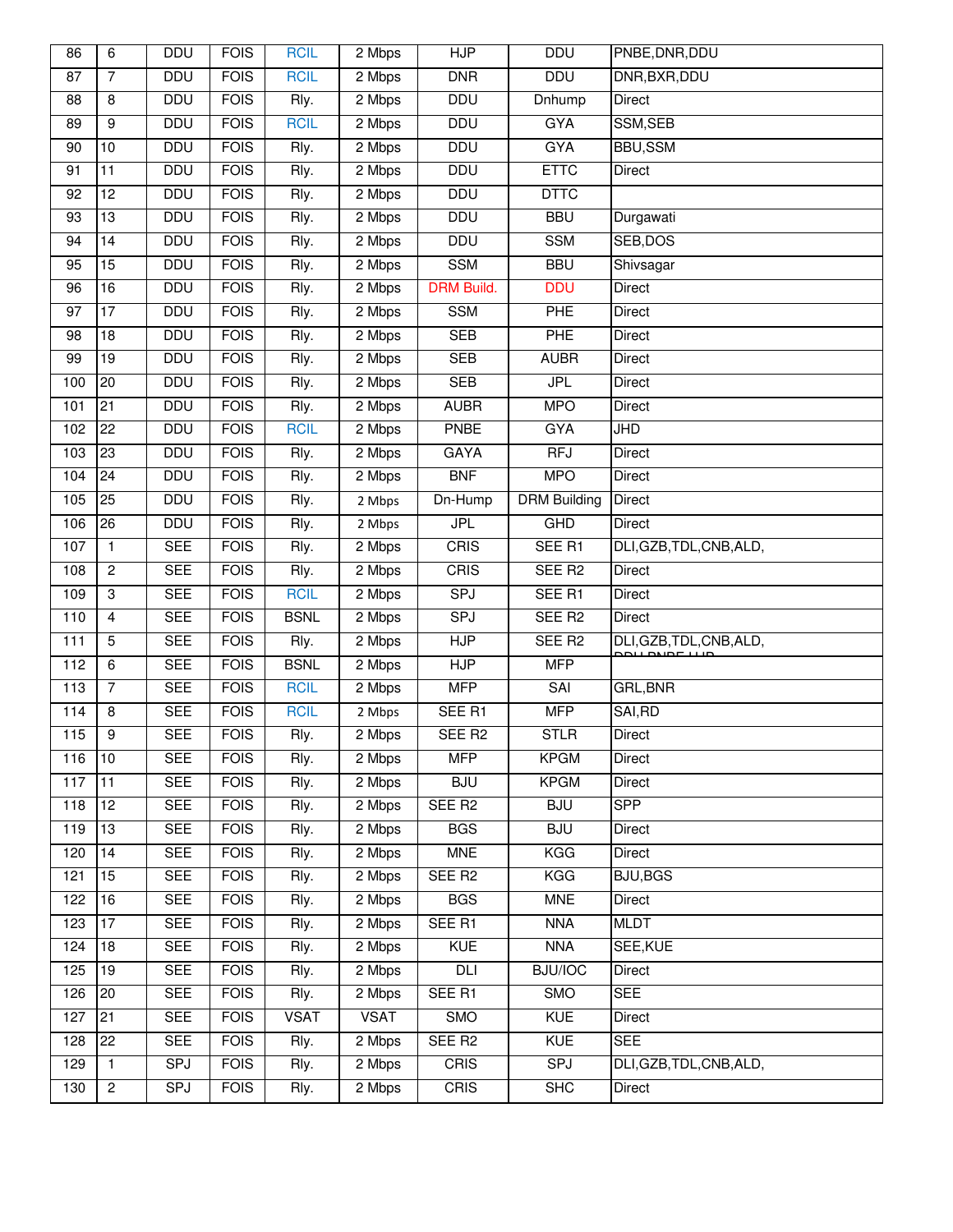| 86 | 6 | DDU | FOIS | RCIL | 2 Mbps | HJP | DDU | PNBE,DNR,DDU |
|---|---|---|---|---|---|---|---|---|
| 87 | 7 | DDU | FOIS | RCIL | 2 Mbps | DNR | DDU | DNR,BXR,DDU |
| 88 | 8 | DDU | FOIS | Rly. | 2 Mbps | DDU | Dnhump | Direct |
| 89 | 9 | DDU | FOIS | RCIL | 2 Mbps | DDU | GYA | SSM,SEB |
| 90 | 10 | DDU | FOIS | Rly. | 2 Mbps | DDU | GYA | BBU,SSM |
| 91 | 11 | DDU | FOIS | Rly. | 2 Mbps | DDU | ETTC | Direct |
| 92 | 12 | DDU | FOIS | Rly. | 2 Mbps | DDU | DTTC | |
| 93 | 13 | DDU | FOIS | Rly. | 2 Mbps | DDU | BBU | Durgawati |
| 94 | 14 | DDU | FOIS | Rly. | 2 Mbps | DDU | SSM | SEB,DOS |
| 95 | 15 | DDU | FOIS | Rly. | 2 Mbps | SSM | BBU | Shivsagar |
| 96 | 16 | DDU | FOIS | Rly. | 2 Mbps | DRM Build. | DDU | Direct |
| 97 | 17 | DDU | FOIS | Rly. | 2 Mbps | SSM | PHE | Direct |
| 98 | 18 | DDU | FOIS | Rly. | 2 Mbps | SEB | PHE | Direct |
| 99 | 19 | DDU | FOIS | Rly. | 2 Mbps | SEB | AUBR | Direct |
| 100 | 20 | DDU | FOIS | Rly. | 2 Mbps | SEB | JPL | Direct |
| 101 | 21 | DDU | FOIS | Rly. | 2 Mbps | AUBR | MPO | Direct |
| 102 | 22 | DDU | FOIS | RCIL | 2 Mbps | PNBE | GYA | JHD |
| 103 | 23 | DDU | FOIS | Rly. | 2 Mbps | GAYA | RFJ | Direct |
| 104 | 24 | DDU | FOIS | Rly. | 2 Mbps | BNF | MPO | Direct |
| 105 | 25 | DDU | FOIS | Rly. | 2 Mbps | Dn-Hump | DRM Building | Direct |
| 106 | 26 | DDU | FOIS | Rly. | 2 Mbps | JPL | GHD | Direct |
| 107 | 1 | SEE | FOIS | Rly. | 2 Mbps | CRIS | SEE R1 | DLI,GZB,TDL,CNB,ALD, |
| 108 | 2 | SEE | FOIS | Rly. | 2 Mbps | CRIS | SEE R2 | Direct |
| 109 | 3 | SEE | FOIS | RCIL | 2 Mbps | SPJ | SEE R1 | Direct |
| 110 | 4 | SEE | FOIS | BSNL | 2 Mbps | SPJ | SEE R2 | Direct |
| 111 | 5 | SEE | FOIS | Rly. | 2 Mbps | HJP | SEE R2 | DLI,GZB,TDL,CNB,ALD, DDU,PNBE,HJP |
| 112 | 6 | SEE | FOIS | BSNL | 2 Mbps | HJP | MFP | |
| 113 | 7 | SEE | FOIS | RCIL | 2 Mbps | MFP | SAI | GRL,BNR |
| 114 | 8 | SEE | FOIS | RCIL | 2 Mbps | SEE R1 | MFP | SAI,RD |
| 115 | 9 | SEE | FOIS | Rly. | 2 Mbps | SEE R2 | STLR | Direct |
| 116 | 10 | SEE | FOIS | Rly. | 2 Mbps | MFP | KPGM | Direct |
| 117 | 11 | SEE | FOIS | Rly. | 2 Mbps | BJU | KPGM | Direct |
| 118 | 12 | SEE | FOIS | Rly. | 2 Mbps | SEE R2 | BJU | SPP |
| 119 | 13 | SEE | FOIS | Rly. | 2 Mbps | BGS | BJU | Direct |
| 120 | 14 | SEE | FOIS | Rly. | 2 Mbps | MNE | KGG | Direct |
| 121 | 15 | SEE | FOIS | Rly. | 2 Mbps | SEE R2 | KGG | BJU,BGS |
| 122 | 16 | SEE | FOIS | Rly. | 2 Mbps | BGS | MNE | Direct |
| 123 | 17 | SEE | FOIS | Rly. | 2 Mbps | SEE R1 | NNA | MLDT |
| 124 | 18 | SEE | FOIS | Rly. | 2 Mbps | KUE | NNA | SEE,KUE |
| 125 | 19 | SEE | FOIS | Rly. | 2 Mbps | DLI | BJU/IOC | Direct |
| 126 | 20 | SEE | FOIS | Rly. | 2 Mbps | SEE R1 | SMO | SEE |
| 127 | 21 | SEE | FOIS | VSAT | VSAT | SMO | KUE | Direct |
| 128 | 22 | SEE | FOIS | Rly. | 2 Mbps | SEE R2 | KUE | SEE |
| 129 | 1 | SPJ | FOIS | Rly. | 2 Mbps | CRIS | SPJ | DLI,GZB,TDL,CNB,ALD, |
| 130 | 2 | SPJ | FOIS | Rly. | 2 Mbps | CRIS | SHC | Direct |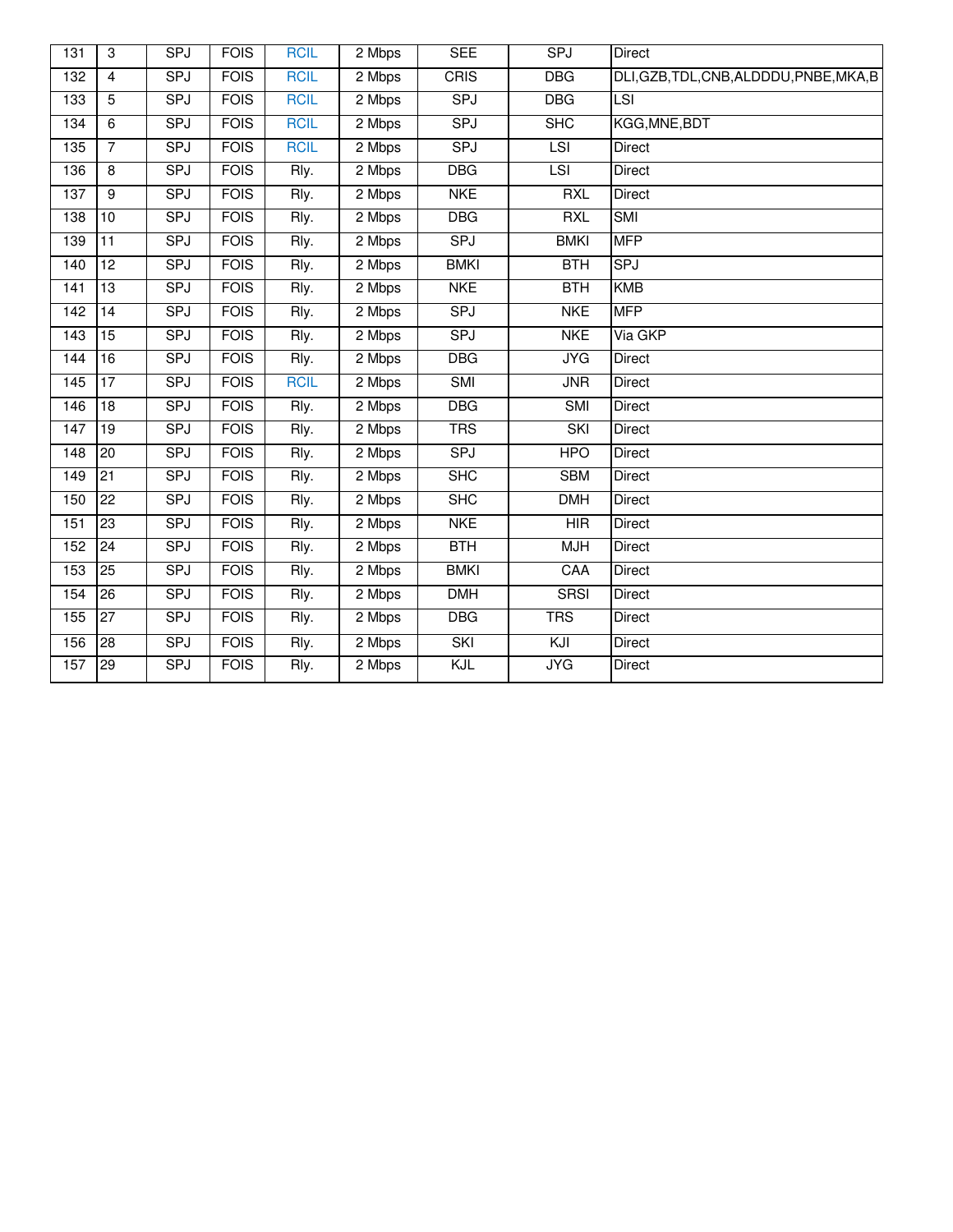| | | | | | | | | |
|---|---|---|---|---|---|---|---|---|
| 131 | 3 | SPJ | FOIS | RCIL | 2 Mbps | SEE | SPJ | Direct |
| 132 | 4 | SPJ | FOIS | RCIL | 2 Mbps | CRIS | DBG | DLI,GZB,TDL,CNB,ALDDDU,PNBE,MKA,B |
| 133 | 5 | SPJ | FOIS | RCIL | 2 Mbps | SPJ | DBG | LSI |
| 134 | 6 | SPJ | FOIS | RCIL | 2 Mbps | SPJ | SHC | KGG,MNE,BDT |
| 135 | 7 | SPJ | FOIS | RCIL | 2 Mbps | SPJ | LSI | Direct |
| 136 | 8 | SPJ | FOIS | Rly. | 2 Mbps | DBG | LSI | Direct |
| 137 | 9 | SPJ | FOIS | Rly. | 2 Mbps | NKE | RXL | Direct |
| 138 | 10 | SPJ | FOIS | Rly. | 2 Mbps | DBG | RXL | SMI |
| 139 | 11 | SPJ | FOIS | Rly. | 2 Mbps | SPJ | BMKI | MFP |
| 140 | 12 | SPJ | FOIS | Rly. | 2 Mbps | BMKI | BTH | SPJ |
| 141 | 13 | SPJ | FOIS | Rly. | 2 Mbps | NKE | BTH | KMB |
| 142 | 14 | SPJ | FOIS | Rly. | 2 Mbps | SPJ | NKE | MFP |
| 143 | 15 | SPJ | FOIS | Rly. | 2 Mbps | SPJ | NKE | Via GKP |
| 144 | 16 | SPJ | FOIS | Rly. | 2 Mbps | DBG | JYG | Direct |
| 145 | 17 | SPJ | FOIS | RCIL | 2 Mbps | SMI | JNR | Direct |
| 146 | 18 | SPJ | FOIS | Rly. | 2 Mbps | DBG | SMI | Direct |
| 147 | 19 | SPJ | FOIS | Rly. | 2 Mbps | TRS | SKI | Direct |
| 148 | 20 | SPJ | FOIS | Rly. | 2 Mbps | SPJ | HPO | Direct |
| 149 | 21 | SPJ | FOIS | Rly. | 2 Mbps | SHC | SBM | Direct |
| 150 | 22 | SPJ | FOIS | Rly. | 2 Mbps | SHC | DMH | Direct |
| 151 | 23 | SPJ | FOIS | Rly. | 2 Mbps | NKE | HIR | Direct |
| 152 | 24 | SPJ | FOIS | Rly. | 2 Mbps | BTH | MJH | Direct |
| 153 | 25 | SPJ | FOIS | Rly. | 2 Mbps | BMKI | CAA | Direct |
| 154 | 26 | SPJ | FOIS | Rly. | 2 Mbps | DMH | SRSI | Direct |
| 155 | 27 | SPJ | FOIS | Rly. | 2 Mbps | DBG | TRS | Direct |
| 156 | 28 | SPJ | FOIS | Rly. | 2 Mbps | SKI | KJI | Direct |
| 157 | 29 | SPJ | FOIS | Rly. | 2 Mbps | KJL | JYG | Direct |